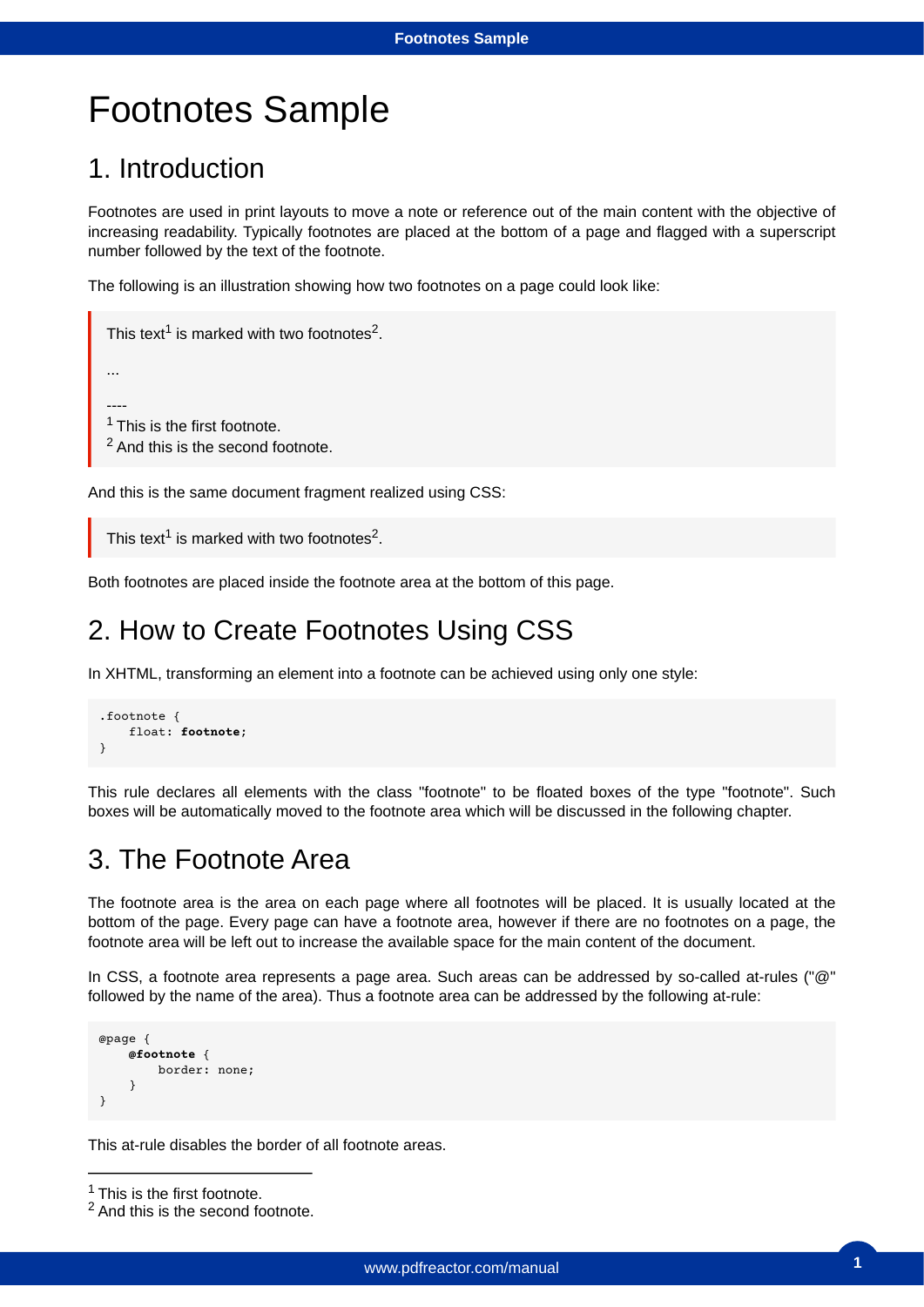# Footnotes Sample

## 1. Introduction

Footnotes are used in print layouts to move a note or reference out of the main content with the objective of increasing readability. Typically footnotes are placed at the bottom of a page and flagged with a superscript number followed by the text of the footnote.

The following is an illustration showing how two footnotes on a page could look like:

> This text[1] is marked with two footnotes[2].
>
> ...
>
> ----
> [1] This is the first footnote.
> [2] And this is the second footnote.

And this is the same document fragment realized using CSS:

> This text[1] is marked with two footnotes[2].

Both footnotes are placed inside the footnote area at the bottom of this page.

## 2. How to Create Footnotes Using CSS

In XHTML, transforming an element into a footnote can be achieved using only one style:

```
.footnote {
    float: footnote;
}
```

This rule declares all elements with the class "footnote" to be floated boxes of the type "footnote". Such boxes will be automatically moved to the footnote area which will be discussed in the following chapter.

## 3. The Footnote Area

The footnote area is the area on each page where all footnotes will be placed. It is usually located at the bottom of the page. Every page can have a footnote area, however if there are no footnotes on a page, the footnote area will be left out to increase the available space for the main content of the document.

In CSS, a footnote area represents a page area. Such areas can be addressed by so-called at-rules ("@" followed by the name of the area). Thus a footnote area can be addressed by the following at-rule:

```
@page {
    @footnote {
        border: none;
    }
}
```

This at-rule disables the border of all footnote areas.

---

[1] This is the first footnote.
[2] And this is the second footnote.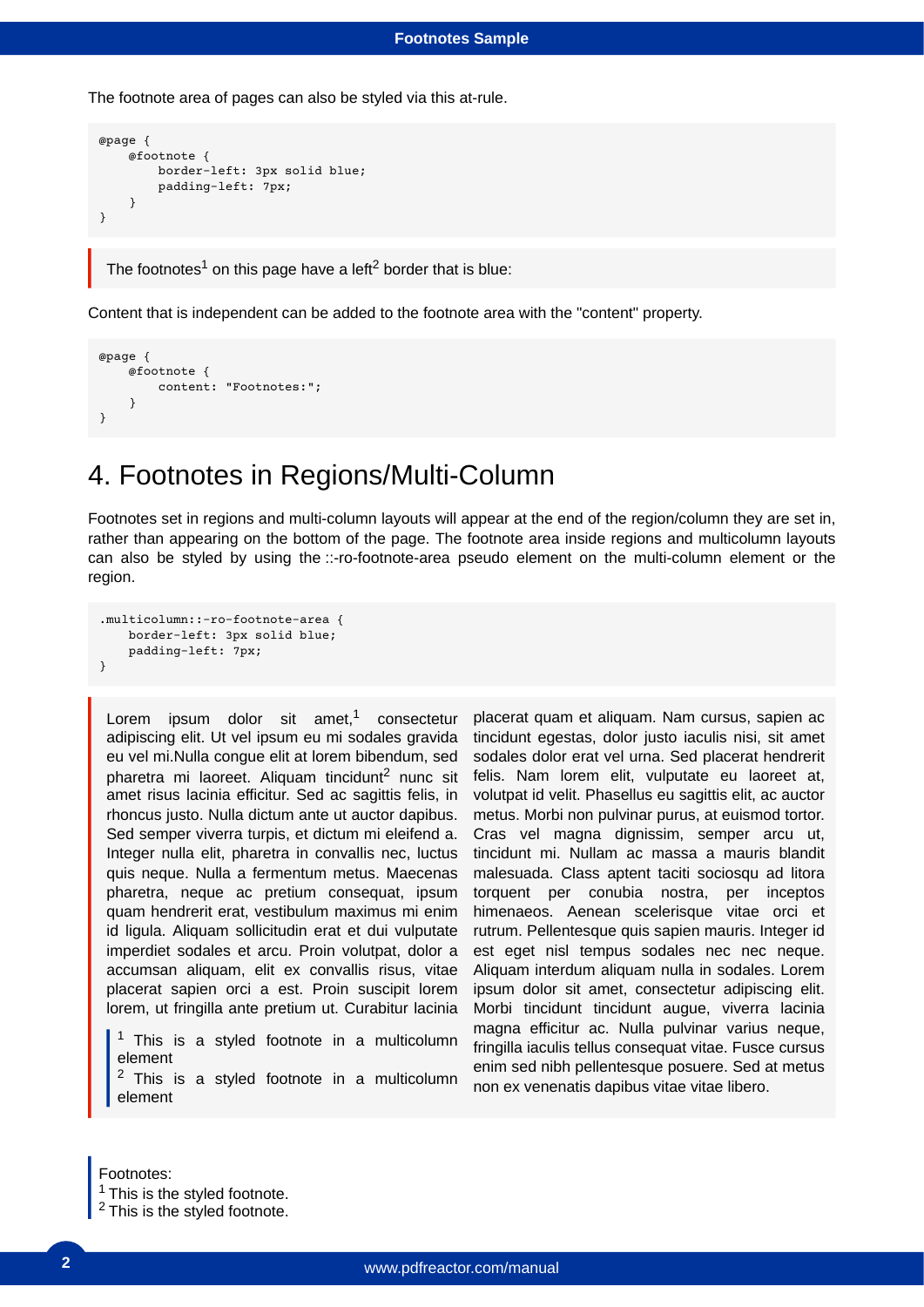The footnote area of pages can also be styled via this at-rule.

```
@page {
    @footnote {
        border-left: 3px solid blue;
        padding-left: 7px;
    }
}
```

> The footnotes[1] on this page have a left[2] border that is blue:

Content that is independent can be added to the footnote area with the "content" property.

```
@page {
    @footnote {
        content: "Footnotes:";
    }
}
```

# 4. Footnotes in Regions/Multi-Column

Footnotes set in regions and multi-column layouts will appear at the end of the region/column they are set in, rather than appearing on the bottom of the page. The footnote area inside regions and multicolumn layouts can also be styled by using the ::-ro-footnote-area pseudo element on the multi-column element or the region.

```
.multicolumn::-ro-footnote-area {
    border-left: 3px solid blue;
    padding-left: 7px;
}
```

> Lorem ipsum dolor sit amet,[1] consectetur adipiscing elit. Ut vel ipsum eu mi sodales gravida eu vel mi.Nulla congue elit at lorem bibendum, sed pharetra mi laoreet. Aliquam tincidunt[2] nunc sit amet risus lacinia efficitur. Sed ac sagittis felis, in rhoncus justo. Nulla dictum ante ut auctor dapibus. Sed semper viverra turpis, et dictum mi eleifend a. Integer nulla elit, pharetra in convallis nec, luctus quis neque. Nulla a fermentum metus. Maecenas pharetra, neque ac pretium consequat, ipsum quam hendrerit erat, vestibulum maximus mi enim id ligula. Aliquam sollicitudin erat et dui vulputate imperdiet sodales et arcu. Proin volutpat, dolor a accumsan aliquam, elit ex convallis risus, vitae placerat sapien orci a est. Proin suscipit lorem lorem, ut fringilla ante pretium ut. Curabitur lacinia
>
> [1] This is a styled footnote in a multicolumn element
> [2] This is a styled footnote in a multicolumn element
>
> placerat quam et aliquam. Nam cursus, sapien ac tincidunt egestas, dolor justo iaculis nisi, sit amet sodales dolor erat vel urna. Sed placerat hendrerit felis. Nam lorem elit, vulputate eu laoreet at, volutpat id velit. Phasellus eu sagittis elit, ac auctor metus. Morbi non pulvinar purus, at euismod tortor. Cras vel magna dignissim, semper arcu ut, tincidunt mi. Nullam ac massa a mauris blandit malesuada. Class aptent taciti sociosqu ad litora torquent per conubia nostra, per inceptos himenaeos. Aenean scelerisque vitae orci et rutrum. Pellentesque quis sapien mauris. Integer id est eget nisl tempus sodales nec nec neque. Aliquam interdum aliquam nulla in sodales. Lorem ipsum dolor sit amet, consectetur adipiscing elit. Morbi tincidunt tincidunt augue, viverra lacinia magna efficitur ac. Nulla pulvinar varius neque, fringilla iaculis tellus consequat vitae. Fusce cursus enim sed nibh pellentesque posuere. Sed at metus non ex venenatis dapibus vitae vitae libero.

Footnotes:
[1] This is the styled footnote.
[2] This is the styled footnote.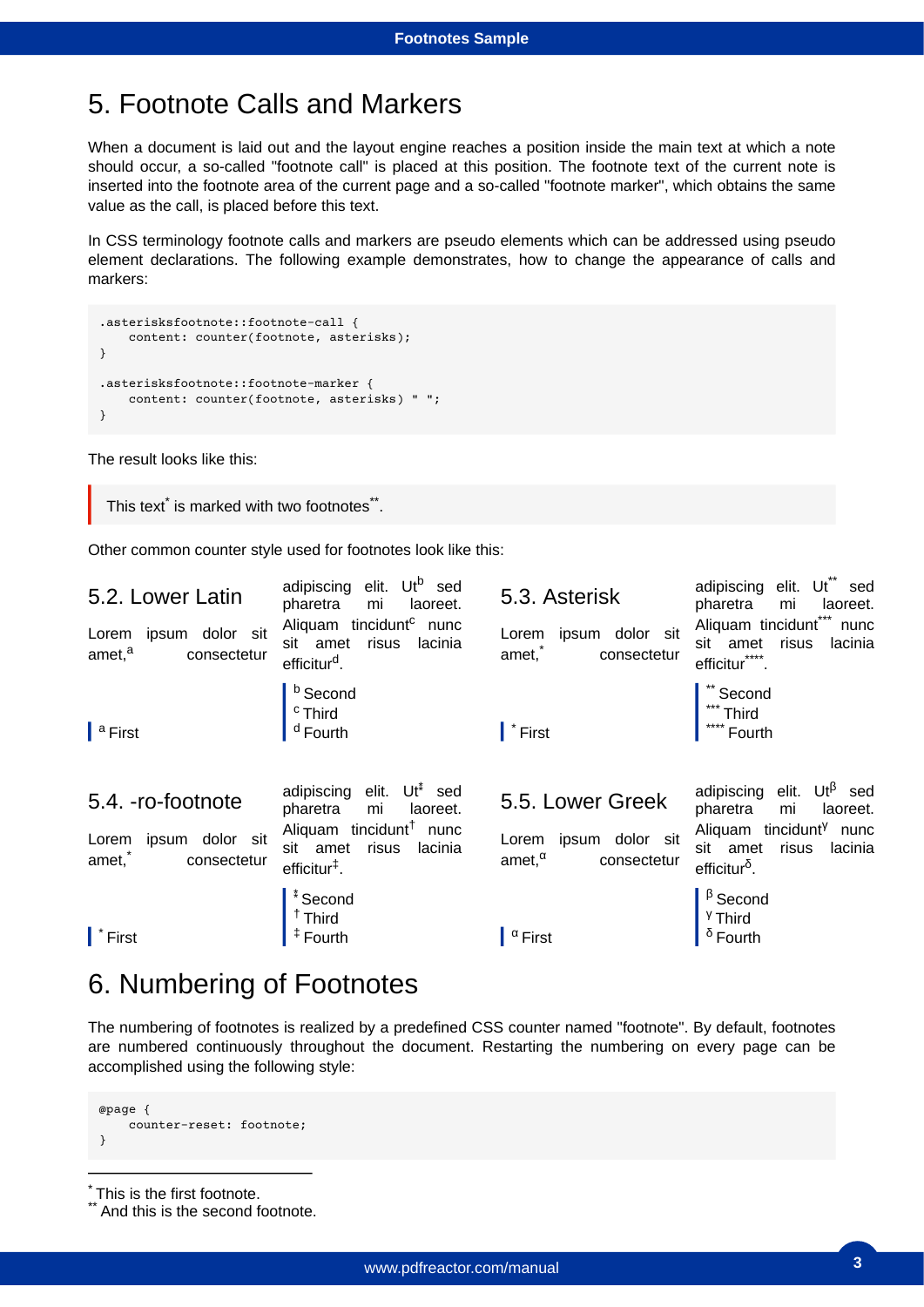# 5. Footnote Calls and Markers

When a document is laid out and the layout engine reaches a position inside the main text at which a note should occur, a so-called "footnote call" is placed at this position. The footnote text of the current note is inserted into the footnote area of the current page and a so-called "footnote marker", which obtains the same value as the call, is placed before this text.

In CSS terminology footnote calls and markers are pseudo elements which can be addressed using pseudo element declarations. The following example demonstrates, how to change the appearance of calls and markers:

```
.asterisksfootnote::footnote-call {
    content: counter(footnote, asterisks);
}

.asterisksfootnote::footnote-marker {
    content: counter(footnote, asterisks) " ";
}
```

The result looks like this:

> This text[*] is marked with two footnotes[**].

Other common counter style used for footnotes look like this:

## 5.2. Lower Latin

Lorem ipsum dolor sit amet,[a] consectetur adipiscing elit. Ut[b] sed pharetra mi laoreet. Aliquam tincidunt[c] nunc sit amet risus lacinia efficitur[d].

[a] First

[b] Second
[c] Third
[d] Fourth

## 5.3. Asterisk

Lorem ipsum dolor sit amet,[*] consectetur adipiscing elit. Ut[**] sed pharetra mi laoreet. Aliquam tincidunt[***] nunc sit amet risus lacinia efficitur[****].

[*] First

[**] Second
[***] Third
[****] Fourth

## 5.4. -ro-footnote

Lorem ipsum dolor sit amet,[*] consectetur adipiscing elit. Ut[‡] sed pharetra mi laoreet. Aliquam tincidunt[†] nunc sit amet risus lacinia efficitur[‡].

[*] First

[‡] Second
[†] Third
[‡] Fourth

## 5.5. Lower Greek

Lorem ipsum dolor sit amet,[α] consectetur adipiscing elit. Ut[β] sed pharetra mi laoreet. Aliquam tincidunt[γ] nunc sit amet risus lacinia efficitur[δ].

[α] First

[β] Second
[γ] Third
[δ] Fourth

# 6. Numbering of Footnotes

The numbering of footnotes is realized by a predefined CSS counter named "footnote". By default, footnotes are numbered continuously throughout the document. Restarting the numbering on every page can be accomplished using the following style:

```
@page {
    counter-reset: footnote;
}
```

---

[*] This is the first footnote.
[**] And this is the second footnote.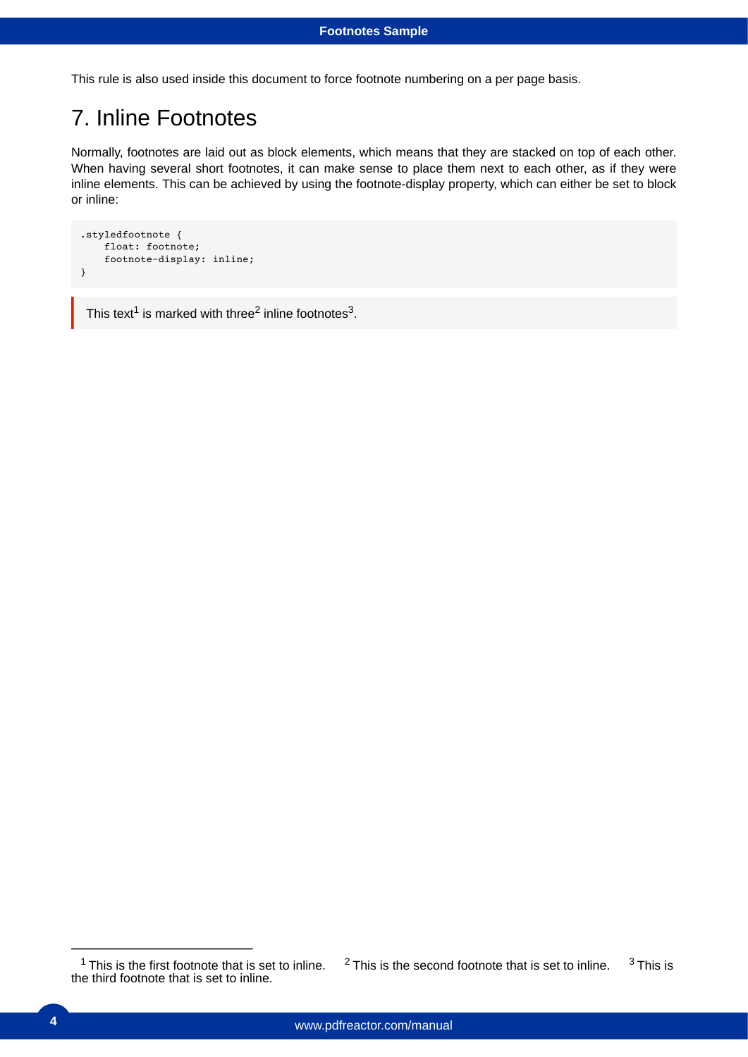This rule is also used inside this document to force footnote numbering on a per page basis.

# 7. Inline Footnotes

Normally, footnotes are laid out as block elements, which means that they are stacked on top of each other. When having several short footnotes, it can make sense to place them next to each other, as if they were inline elements. This can be achieved by using the footnote-display property, which can either be set to block or inline:

```
.styledfootnote {
    float: footnote;
    footnote-display: inline;
}
```

> This text[1] is marked with three[2] inline footnotes[3].

[1] This is the first footnote that is set to inline. [2] This is the second footnote that is set to inline. [3] This is the third footnote that is set to inline.